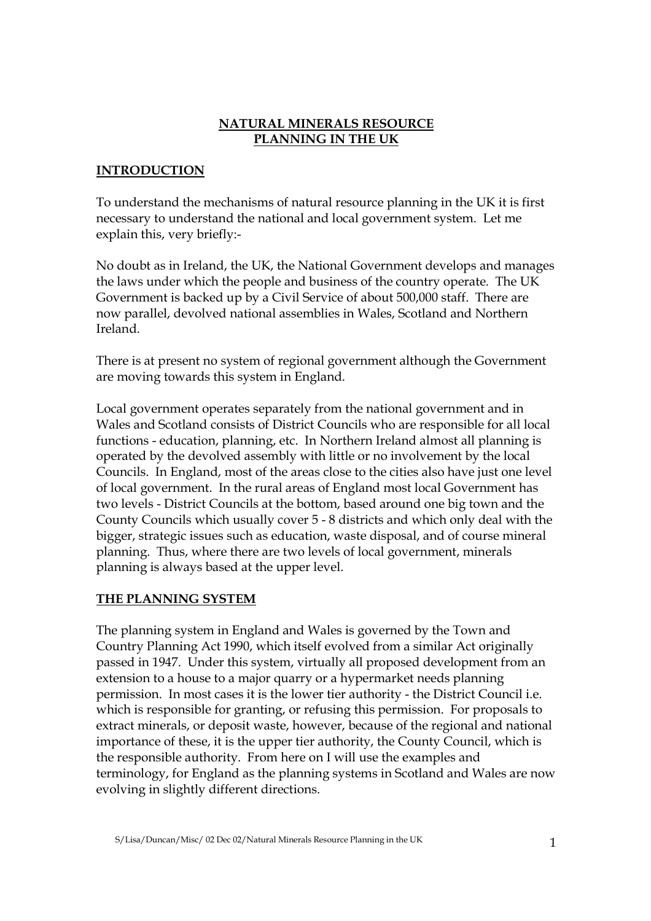# NATURAL MINERALS RESOURCE PLANNING IN THE UK

## INTRODUCTION

To understand the mechanisms of natural resource planning in the UK it is first necessary to understand the national and local government system. Let me explain this, very briefly:-

No doubt as in Ireland, the UK, the National Government develops and manages the laws under which the people and business of the country operate. The UK Government is backed up by a Civil Service of about 500,000 staff. There are now parallel, devolved national assemblies in Wales, Scotland and Northern Ireland.

There is at present no system of regional government although the Government are moving towards this system in England.

Local government operates separately from the national government and in Wales and Scotland consists of District Councils who are responsible for all local functions - education, planning, etc. In Northern Ireland almost all planning is operated by the devolved assembly with little or no involvement by the local Councils. In England, most of the areas close to the cities also have just one level of local government. In the rural areas of England most local Government has two levels - District Councils at the bottom, based around one big town and the County Councils which usually cover 5 - 8 districts and which only deal with the bigger, strategic issues such as education, waste disposal, and of course mineral planning. Thus, where there are two levels of local government, minerals planning is always based at the upper level.

## THE PLANNING SYSTEM

The planning system in England and Wales is governed by the Town and Country Planning Act 1990, which itself evolved from a similar Act originally passed in 1947. Under this system, virtually all proposed development from an extension to a house to a major quarry or a hypermarket needs planning permission. In most cases it is the lower tier authority - the District Council i.e. which is responsible for granting, or refusing this permission. For proposals to extract minerals, or deposit waste, however, because of the regional and national importance of these, it is the upper tier authority, the County Council, which is the responsible authority. From here on I will use the examples and terminology, for England as the planning systems in Scotland and Wales are now evolving in slightly different directions.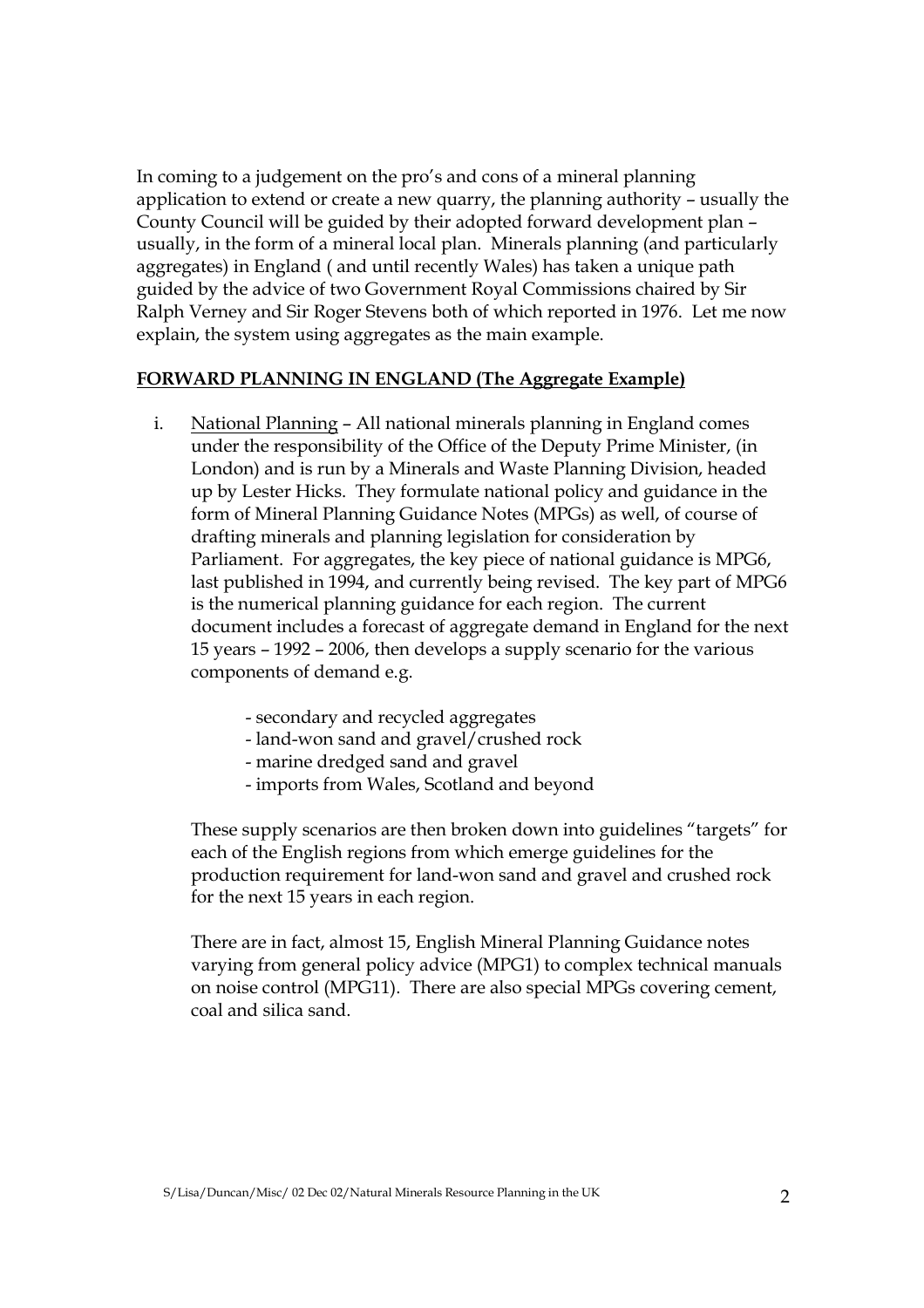In coming to a judgement on the pro's and cons of a mineral planning application to extend or create a new quarry, the planning authority – usually the County Council will be guided by their adopted forward development plan – usually, in the form of a mineral local plan. Minerals planning (and particularly aggregates) in England ( and until recently Wales) has taken a unique path guided by the advice of two Government Royal Commissions chaired by Sir Ralph Verney and Sir Roger Stevens both of which reported in 1976. Let me now explain, the system using aggregates as the main example.

## FORWARD PLANNING IN ENGLAND (The Aggregate Example)

i. National Planning – All national minerals planning in England comes under the responsibility of the Office of the Deputy Prime Minister, (in London) and is run by a Minerals and Waste Planning Division, headed up by Lester Hicks. They formulate national policy and guidance in the form of Mineral Planning Guidance Notes (MPGs) as well, of course of drafting minerals and planning legislation for consideration by Parliament. For aggregates, the key piece of national guidance is MPG6, last published in 1994, and currently being revised. The key part of MPG6 is the numerical planning guidance for each region. The current document includes a forecast of aggregate demand in England for the next 15 years – 1992 – 2006, then develops a supply scenario for the various components of demand e.g.

   - secondary and recycled aggregates
   - land-won sand and gravel/crushed rock
   - marine dredged sand and gravel
   - imports from Wales, Scotland and beyond

   These supply scenarios are then broken down into guidelines "targets" for each of the English regions from which emerge guidelines for the production requirement for land-won sand and gravel and crushed rock for the next 15 years in each region.

   There are in fact, almost 15, English Mineral Planning Guidance notes varying from general policy advice (MPG1) to complex technical manuals on noise control (MPG11). There are also special MPGs covering cement, coal and silica sand.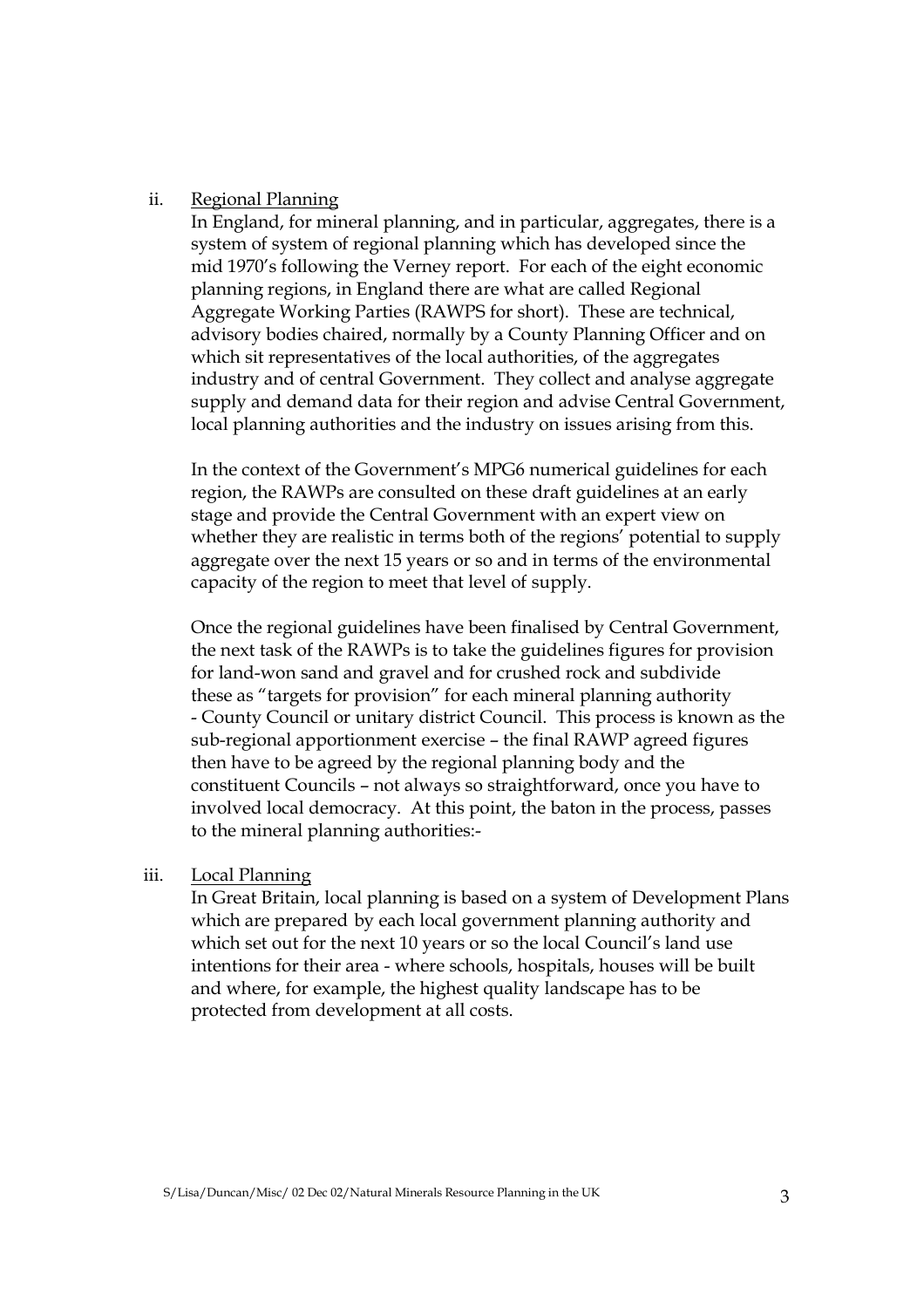ii. <u>Regional Planning</u>

In England, for mineral planning, and in particular, aggregates, there is a system of system of regional planning which has developed since the mid 1970's following the Verney report. For each of the eight economic planning regions, in England there are what are called Regional Aggregate Working Parties (RAWPS for short). These are technical, advisory bodies chaired, normally by a County Planning Officer and on which sit representatives of the local authorities, of the aggregates industry and of central Government. They collect and analyse aggregate supply and demand data for their region and advise Central Government, local planning authorities and the industry on issues arising from this.

In the context of the Government's MPG6 numerical guidelines for each region, the RAWPs are consulted on these draft guidelines at an early stage and provide the Central Government with an expert view on whether they are realistic in terms both of the regions' potential to supply aggregate over the next 15 years or so and in terms of the environmental capacity of the region to meet that level of supply.

Once the regional guidelines have been finalised by Central Government, the next task of the RAWPs is to take the guidelines figures for provision for land-won sand and gravel and for crushed rock and subdivide these as "targets for provision" for each mineral planning authority - County Council or unitary district Council. This process is known as the sub-regional apportionment exercise – the final RAWP agreed figures then have to be agreed by the regional planning body and the constituent Councils – not always so straightforward, once you have to involved local democracy. At this point, the baton in the process, passes to the mineral planning authorities:-

iii. <u>Local Planning</u>

In Great Britain, local planning is based on a system of Development Plans which are prepared by each local government planning authority and which set out for the next 10 years or so the local Council's land use intentions for their area - where schools, hospitals, houses will be built and where, for example, the highest quality landscape has to be protected from development at all costs.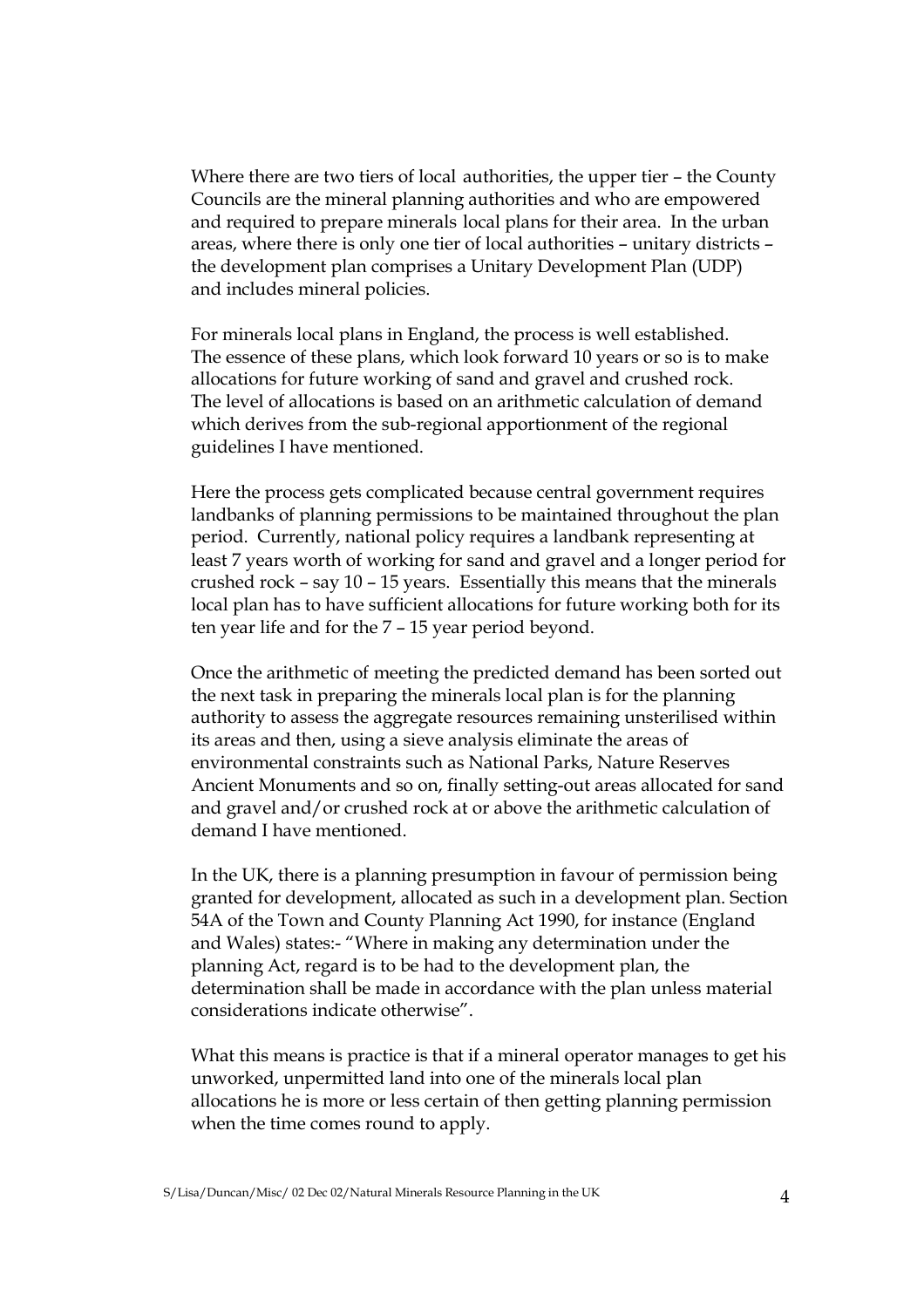Where there are two tiers of local authorities, the upper tier – the County Councils are the mineral planning authorities and who are empowered and required to prepare minerals local plans for their area. In the urban areas, where there is only one tier of local authorities – unitary districts – the development plan comprises a Unitary Development Plan (UDP) and includes mineral policies.

For minerals local plans in England, the process is well established. The essence of these plans, which look forward 10 years or so is to make allocations for future working of sand and gravel and crushed rock. The level of allocations is based on an arithmetic calculation of demand which derives from the sub-regional apportionment of the regional guidelines I have mentioned.

Here the process gets complicated because central government requires landbanks of planning permissions to be maintained throughout the plan period. Currently, national policy requires a landbank representing at least 7 years worth of working for sand and gravel and a longer period for crushed rock – say 10 – 15 years. Essentially this means that the minerals local plan has to have sufficient allocations for future working both for its ten year life and for the 7 – 15 year period beyond.

Once the arithmetic of meeting the predicted demand has been sorted out the next task in preparing the minerals local plan is for the planning authority to assess the aggregate resources remaining unsterilised within its areas and then, using a sieve analysis eliminate the areas of environmental constraints such as National Parks, Nature Reserves Ancient Monuments and so on, finally setting-out areas allocated for sand and gravel and/or crushed rock at or above the arithmetic calculation of demand I have mentioned.

In the UK, there is a planning presumption in favour of permission being granted for development, allocated as such in a development plan. Section 54A of the Town and County Planning Act 1990, for instance (England and Wales) states:- "Where in making any determination under the planning Act, regard is to be had to the development plan, the determination shall be made in accordance with the plan unless material considerations indicate otherwise".

What this means is practice is that if a mineral operator manages to get his unworked, unpermitted land into one of the minerals local plan allocations he is more or less certain of then getting planning permission when the time comes round to apply.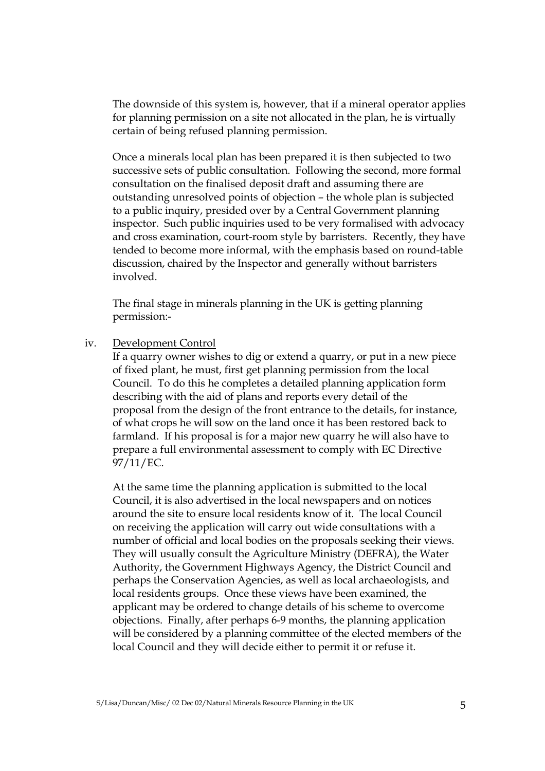The downside of this system is, however, that if a mineral operator applies for planning permission on a site not allocated in the plan, he is virtually certain of being refused planning permission.

Once a minerals local plan has been prepared it is then subjected to two successive sets of public consultation. Following the second, more formal consultation on the finalised deposit draft and assuming there are outstanding unresolved points of objection – the whole plan is subjected to a public inquiry, presided over by a Central Government planning inspector. Such public inquiries used to be very formalised with advocacy and cross examination, court-room style by barristers. Recently, they have tended to become more informal, with the emphasis based on round-table discussion, chaired by the Inspector and generally without barristers involved.

The final stage in minerals planning in the UK is getting planning permission:-

iv. <u>Development Control</u>

If a quarry owner wishes to dig or extend a quarry, or put in a new piece of fixed plant, he must, first get planning permission from the local Council. To do this he completes a detailed planning application form describing with the aid of plans and reports every detail of the proposal from the design of the front entrance to the details, for instance, of what crops he will sow on the land once it has been restored back to farmland. If his proposal is for a major new quarry he will also have to prepare a full environmental assessment to comply with EC Directive 97/11/EC.

At the same time the planning application is submitted to the local Council, it is also advertised in the local newspapers and on notices around the site to ensure local residents know of it. The local Council on receiving the application will carry out wide consultations with a number of official and local bodies on the proposals seeking their views. They will usually consult the Agriculture Ministry (DEFRA), the Water Authority, the Government Highways Agency, the District Council and perhaps the Conservation Agencies, as well as local archaeologists, and local residents groups. Once these views have been examined, the applicant may be ordered to change details of his scheme to overcome objections. Finally, after perhaps 6-9 months, the planning application will be considered by a planning committee of the elected members of the local Council and they will decide either to permit it or refuse it.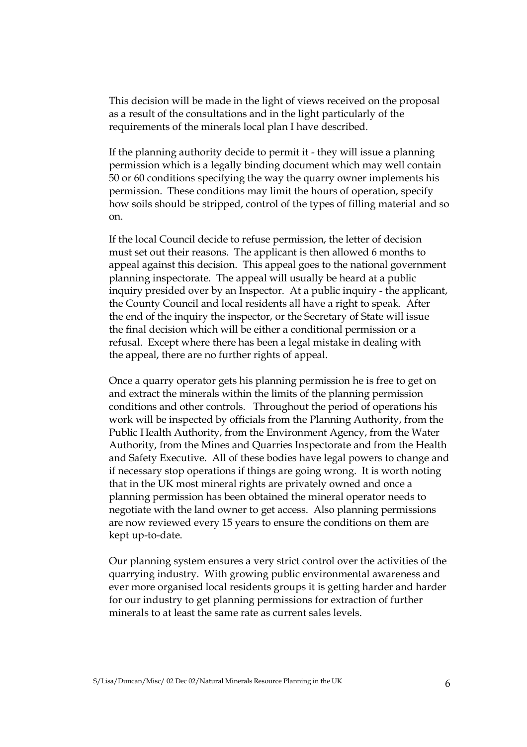This decision will be made in the light of views received on the proposal as a result of the consultations and in the light particularly of the requirements of the minerals local plan I have described.

If the planning authority decide to permit it - they will issue a planning permission which is a legally binding document which may well contain 50 or 60 conditions specifying the way the quarry owner implements his permission. These conditions may limit the hours of operation, specify how soils should be stripped, control of the types of filling material and so on.

If the local Council decide to refuse permission, the letter of decision must set out their reasons. The applicant is then allowed 6 months to appeal against this decision. This appeal goes to the national government planning inspectorate. The appeal will usually be heard at a public inquiry presided over by an Inspector. At a public inquiry - the applicant, the County Council and local residents all have a right to speak. After the end of the inquiry the inspector, or the Secretary of State will issue the final decision which will be either a conditional permission or a refusal. Except where there has been a legal mistake in dealing with the appeal, there are no further rights of appeal.

Once a quarry operator gets his planning permission he is free to get on and extract the minerals within the limits of the planning permission conditions and other controls. Throughout the period of operations his work will be inspected by officials from the Planning Authority, from the Public Health Authority, from the Environment Agency, from the Water Authority, from the Mines and Quarries Inspectorate and from the Health and Safety Executive. All of these bodies have legal powers to change and if necessary stop operations if things are going wrong. It is worth noting that in the UK most mineral rights are privately owned and once a planning permission has been obtained the mineral operator needs to negotiate with the land owner to get access. Also planning permissions are now reviewed every 15 years to ensure the conditions on them are kept up-to-date.

Our planning system ensures a very strict control over the activities of the quarrying industry. With growing public environmental awareness and ever more organised local residents groups it is getting harder and harder for our industry to get planning permissions for extraction of further minerals to at least the same rate as current sales levels.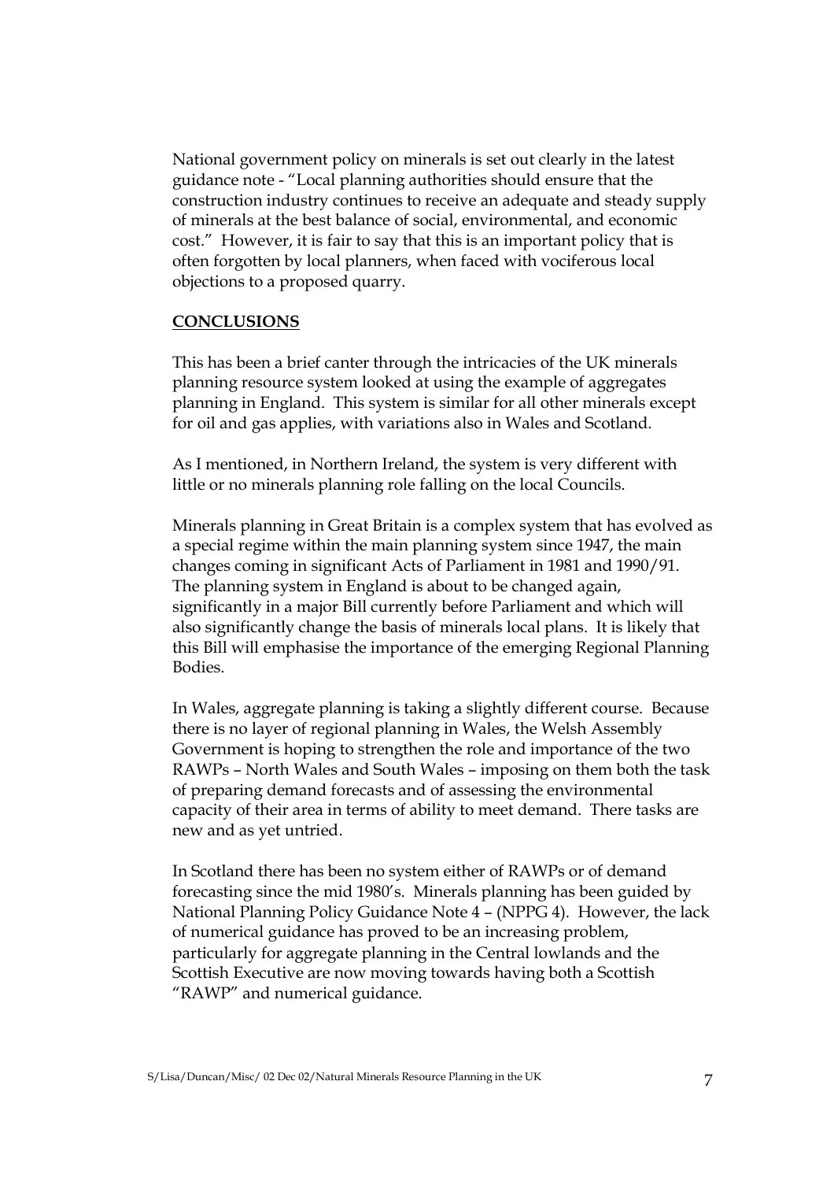National government policy on minerals is set out clearly in the latest guidance note - "Local planning authorities should ensure that the construction industry continues to receive an adequate and steady supply of minerals at the best balance of social, environmental, and economic cost." However, it is fair to say that this is an important policy that is often forgotten by local planners, when faced with vociferous local objections to a proposed quarry.

## CONCLUSIONS

This has been a brief canter through the intricacies of the UK minerals planning resource system looked at using the example of aggregates planning in England. This system is similar for all other minerals except for oil and gas applies, with variations also in Wales and Scotland.

As I mentioned, in Northern Ireland, the system is very different with little or no minerals planning role falling on the local Councils.

Minerals planning in Great Britain is a complex system that has evolved as a special regime within the main planning system since 1947, the main changes coming in significant Acts of Parliament in 1981 and 1990/91. The planning system in England is about to be changed again, significantly in a major Bill currently before Parliament and which will also significantly change the basis of minerals local plans. It is likely that this Bill will emphasise the importance of the emerging Regional Planning Bodies.

In Wales, aggregate planning is taking a slightly different course. Because there is no layer of regional planning in Wales, the Welsh Assembly Government is hoping to strengthen the role and importance of the two RAWPs – North Wales and South Wales – imposing on them both the task of preparing demand forecasts and of assessing the environmental capacity of their area in terms of ability to meet demand. There tasks are new and as yet untried.

In Scotland there has been no system either of RAWPs or of demand forecasting since the mid 1980's. Minerals planning has been guided by National Planning Policy Guidance Note 4 – (NPPG 4). However, the lack of numerical guidance has proved to be an increasing problem, particularly for aggregate planning in the Central lowlands and the Scottish Executive are now moving towards having both a Scottish "RAWP" and numerical guidance.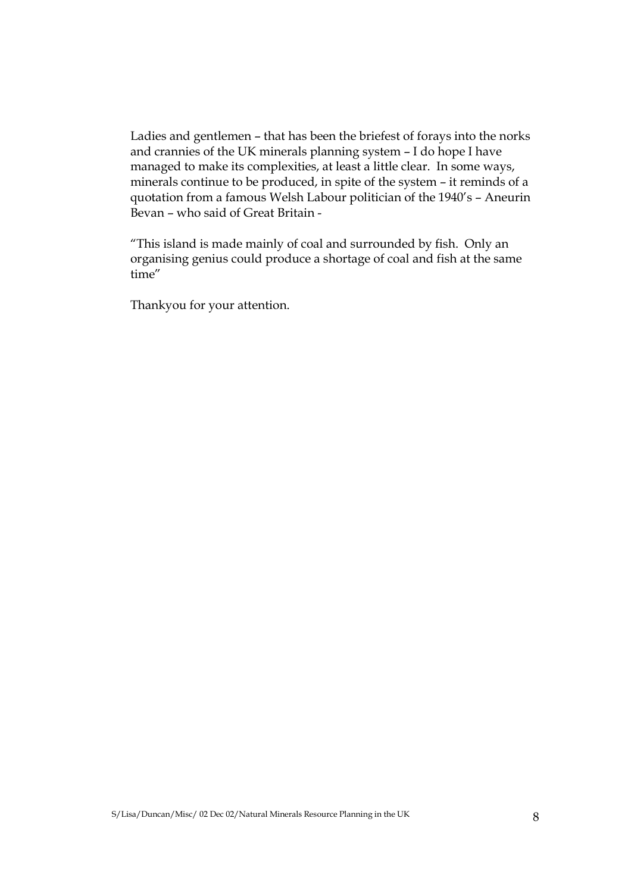Ladies and gentlemen – that has been the briefest of forays into the norks and crannies of the UK minerals planning system – I do hope I have managed to make its complexities, at least a little clear. In some ways, minerals continue to be produced, in spite of the system – it reminds of a quotation from a famous Welsh Labour politician of the 1940's – Aneurin Bevan – who said of Great Britain -

"This island is made mainly of coal and surrounded by fish. Only an organising genius could produce a shortage of coal and fish at the same time"

Thankyou for your attention.